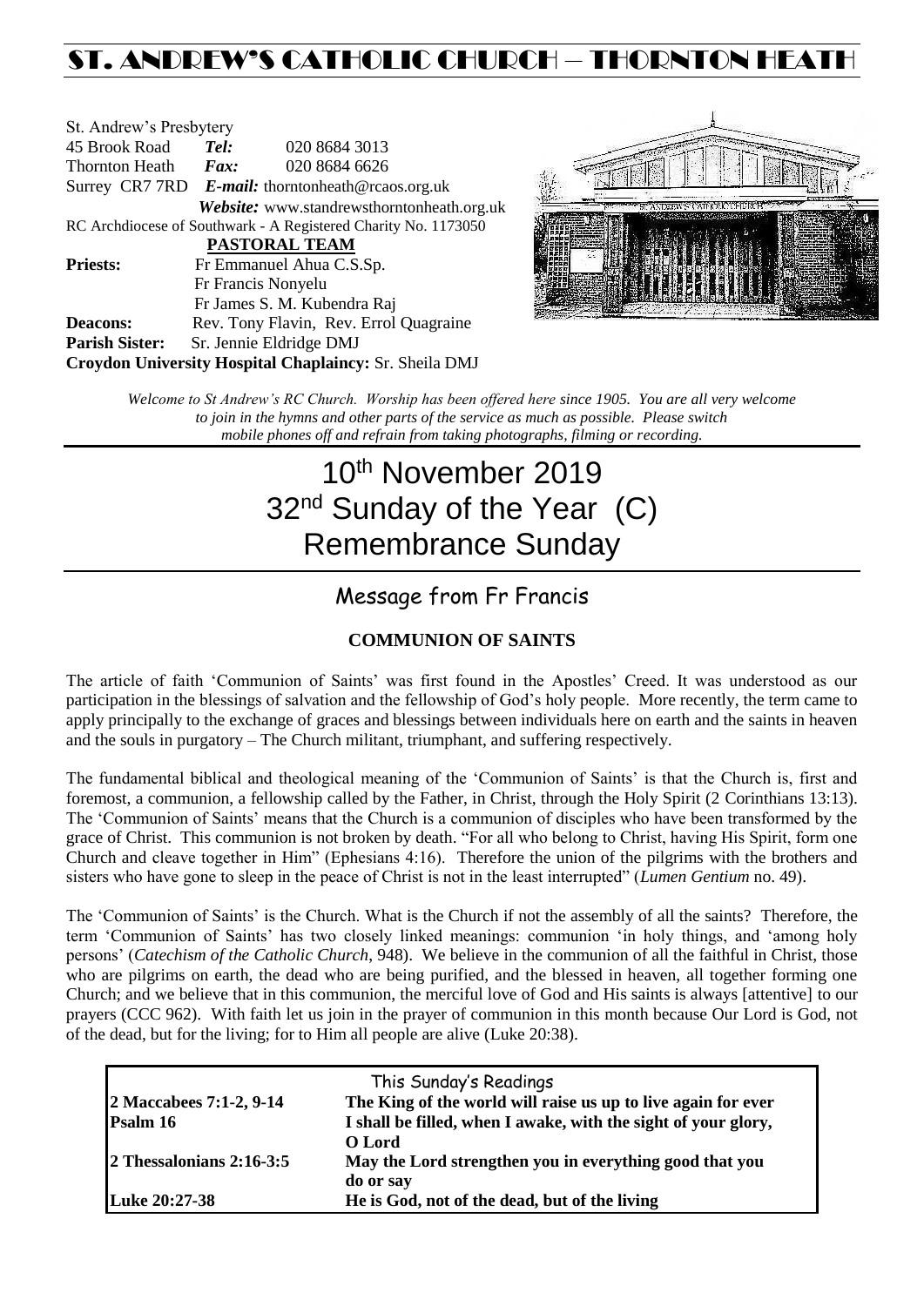# ST. ANDREW'S CATHOLIC CHURCH – THORNTON HEATH

St. Andrew's Presbytery
45 Brook Road *Tel:* 020 8684 3013
Thornton Heath *Fax:* 020 8684 6626
Surrey CR7 7RD *E-mail:* thorntonheath@rcaos.org.uk
*Website:* www.standrewsthorntonheath.org.uk
RC Archdiocese of Southwark - A Registered Charity No. 1173050

**PASTORAL TEAM**

**Priests:** Fr Emmanuel Ahua C.S.Sp.
Fr Francis Nonyelu
Fr James S. M. Kubendra Raj
**Deacons:** Rev. Tony Flavin, Rev. Errol Quagraine
**Parish Sister:** Sr. Jennie Eldridge DMJ
**Croydon University Hospital Chaplaincy:** Sr. Sheila DMJ

*Welcome to St Andrew's RC Church. Worship has been offered here since 1905. You are all very welcome to join in the hymns and other parts of the service as much as possible. Please switch mobile phones off and refrain from taking photographs, filming or recording.*

# 10th November 2019
# 32nd Sunday of the Year (C)
# Remembrance Sunday

## Message from Fr Francis

### COMMUNION OF SAINTS

The article of faith 'Communion of Saints' was first found in the Apostles' Creed. It was understood as our participation in the blessings of salvation and the fellowship of God's holy people. More recently, the term came to apply principally to the exchange of graces and blessings between individuals here on earth and the saints in heaven and the souls in purgatory – The Church militant, triumphant, and suffering respectively.

The fundamental biblical and theological meaning of the 'Communion of Saints' is that the Church is, first and foremost, a communion, a fellowship called by the Father, in Christ, through the Holy Spirit (2 Corinthians 13:13). The 'Communion of Saints' means that the Church is a communion of disciples who have been transformed by the grace of Christ. This communion is not broken by death. "For all who belong to Christ, having His Spirit, form one Church and cleave together in Him" (Ephesians 4:16). Therefore the union of the pilgrims with the brothers and sisters who have gone to sleep in the peace of Christ is not in the least interrupted" (*Lumen Gentium* no. 49).

The 'Communion of Saints' is the Church. What is the Church if not the assembly of all the saints? Therefore, the term 'Communion of Saints' has two closely linked meanings: communion 'in holy things, and 'among holy persons' (*Catechism of the Catholic Church*, 948). We believe in the communion of all the faithful in Christ, those who are pilgrims on earth, the dead who are being purified, and the blessed in heaven, all together forming one Church; and we believe that in this communion, the merciful love of God and His saints is always [attentive] to our prayers (CCC 962). With faith let us join in the prayer of communion in this month because Our Lord is God, not of the dead, but for the living; for to Him all people are alive (Luke 20:38).

| This Sunday's Readings | |
|---|---|
| **2 Maccabees 7:1-2, 9-14** | **The King of the world will raise us up to live again for ever** |
| **Psalm 16** | **I shall be filled, when I awake, with the sight of your glory, O Lord** |
| **2 Thessalonians 2:16-3:5** | **May the Lord strengthen you in everything good that you do or say** |
| **Luke 20:27-38** | **He is God, not of the dead, but of the living** |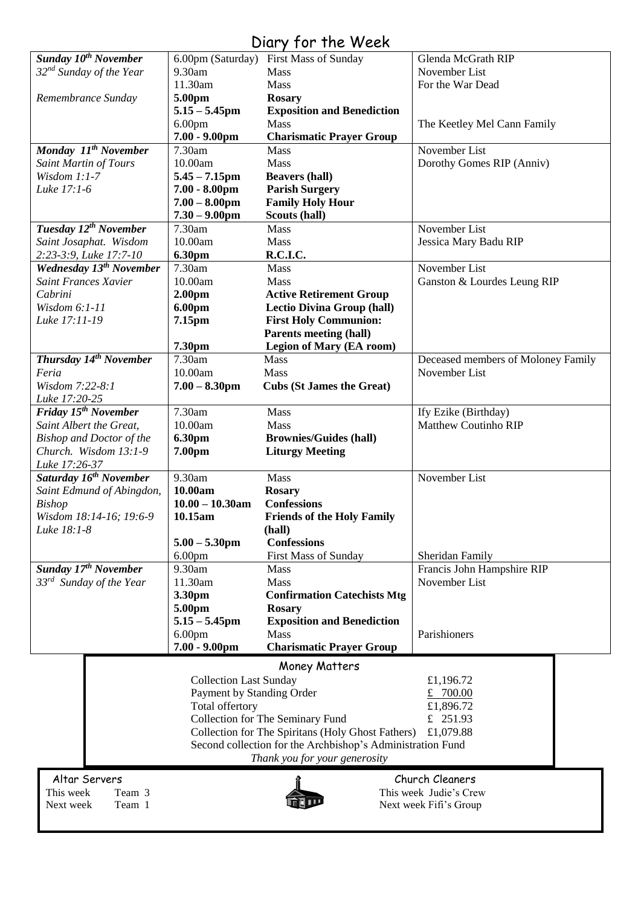# Diary for the Week

| | | | |
|---|---|---|---|
| ***Sunday 10th November*** | 6.00pm (Saturday) | First Mass of Sunday | Glenda McGrath RIP |
| *32nd Sunday of the Year* | 9.30am | Mass | November List |
| | 11.30am | Mass | For the War Dead |
| *Remembrance Sunday* | **5.00pm** | **Rosary** | |
| | **5.15 – 5.45pm** | **Exposition and Benediction** | |
| | 6.00pm | Mass | The Keetley Mel Cann Family |
| | **7.00 - 9.00pm** | **Charismatic Prayer Group** | |
| ***Monday 11th November*** | 7.30am | Mass | November List |
| *Saint Martin of Tours* | 10.00am | Mass | Dorothy Gomes RIP (Anniv) |
| *Wisdom 1:1-7* | **5.45 – 7.15pm** | **Beavers (hall)** | |
| *Luke 17:1-6* | **7.00 - 8.00pm** | **Parish Surgery** | |
| | **7.00 – 8.00pm** | **Family Holy Hour** | |
| | **7.30 – 9.00pm** | **Scouts (hall)** | |
| ***Tuesday 12th November*** | 7.30am | Mass | November List |
| *Saint Josaphat. Wisdom 2:23-3:9, Luke 17:7-10* | 10.00am | Mass | Jessica Mary Badu RIP |
| | **6.30pm** | **R.C.I.C.** | |
| ***Wednesday 13th November*** | 7.30am | Mass | November List |
| *Saint Frances Xavier Cabrini* | 10.00am | Mass | Ganston & Lourdes Leung RIP |
| *Wisdom 6:1-11* | **2.00pm** | **Active Retirement Group** | |
| *Luke 17:11-19* | **6.00pm** | **Lectio Divina Group (hall)** | |
| | **7.15pm** | **First Holy Communion: Parents meeting (hall)** | |
| | **7.30pm** | **Legion of Mary (EA room)** | |
| ***Thursday 14th November*** | 7.30am | Mass | Deceased members of Moloney Family |
| *Feria* | 10.00am | Mass | November List |
| *Wisdom 7:22-8:1* | **7.00 – 8.30pm** | **Cubs (St James the Great)** | |
| *Luke 17:20-25* | | | |
| ***Friday 15th November*** | 7.30am | Mass | Ify Ezike (Birthday) |
| *Saint Albert the Great, Bishop and Doctor of the Church. Wisdom 13:1-9* | 10.00am | Mass | Matthew Coutinho RIP |
| | **6.30pm** | **Brownies/Guides (hall)** | |
| | **7.00pm** | **Liturgy Meeting** | |
| *Luke 17:26-37* | | | |
| ***Saturday 16th November*** | 9.30am | Mass | November List |
| *Saint Edmund of Abingdon, Bishop* | **10.00am** | **Rosary** | |
| | **10.00 – 10.30am** | **Confessions** | |
| *Wisdom 18:14-16; 19:6-9* | **10.15am** | **Friends of the Holy Family (hall)** | |
| *Luke 18:1-8* | **5.00 – 5.30pm** | **Confessions** | |
| | 6.00pm | First Mass of Sunday | Sheridan Family |
| ***Sunday 17th November*** | 9.30am | Mass | Francis John Hampshire RIP |
| *33rd Sunday of the Year* | 11.30am | Mass | November List |
| | **3.30pm** | **Confirmation Catechists Mtg** | |
| | **5.00pm** | **Rosary** | |
| | **5.15 – 5.45pm** | **Exposition and Benediction** | |
| | 6.00pm | Mass | Parishioners |
| | **7.00 - 9.00pm** | **Charismatic Prayer Group** | |

## Money Matters

| | |
|---|---|
| Collection Last Sunday | £1,196.72 |
| Payment by Standing Order | £ 700.00 |
| Total offertory | £1,896.72 |
| Collection for The Seminary Fund | £ 251.93 |
| Collection for The Spiritans (Holy Ghost Fathers) | £1,079.88 |

Second collection for the Archbishop's Administration Fund

*Thank you for your generosity*

**Altar Servers**
This week Team 3
Next week Team 1

**Church Cleaners**
This week Judie's Crew
Next week Fifi's Group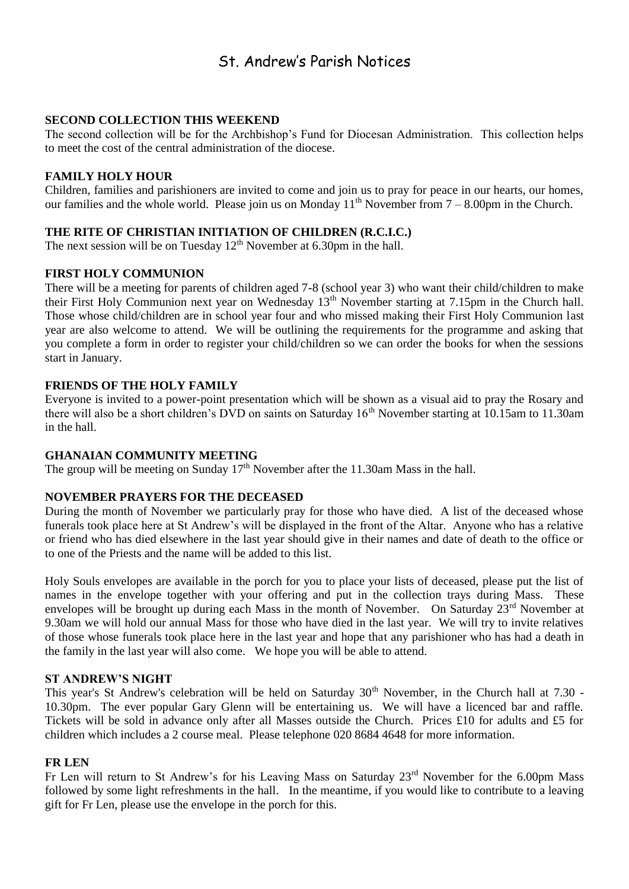# St. Andrew's Parish Notices

**SECOND COLLECTION THIS WEEKEND**

The second collection will be for the Archbishop's Fund for Diocesan Administration. This collection helps to meet the cost of the central administration of the diocese.

**FAMILY HOLY HOUR**

Children, families and parishioners are invited to come and join us to pray for peace in our hearts, our homes, our families and the whole world. Please join us on Monday 11th November from 7 – 8.00pm in the Church.

**THE RITE OF CHRISTIAN INITIATION OF CHILDREN (R.C.I.C.)**

The next session will be on Tuesday 12th November at 6.30pm in the hall.

**FIRST HOLY COMMUNION**

There will be a meeting for parents of children aged 7-8 (school year 3) who want their child/children to make their First Holy Communion next year on Wednesday 13th November starting at 7.15pm in the Church hall. Those whose child/children are in school year four and who missed making their First Holy Communion last year are also welcome to attend. We will be outlining the requirements for the programme and asking that you complete a form in order to register your child/children so we can order the books for when the sessions start in January.

**FRIENDS OF THE HOLY FAMILY**

Everyone is invited to a power-point presentation which will be shown as a visual aid to pray the Rosary and there will also be a short children's DVD on saints on Saturday 16th November starting at 10.15am to 11.30am in the hall.

**GHANAIAN COMMUNITY MEETING**

The group will be meeting on Sunday 17th November after the 11.30am Mass in the hall.

**NOVEMBER PRAYERS FOR THE DECEASED**

During the month of November we particularly pray for those who have died. A list of the deceased whose funerals took place here at St Andrew's will be displayed in the front of the Altar. Anyone who has a relative or friend who has died elsewhere in the last year should give in their names and date of death to the office or to one of the Priests and the name will be added to this list.

Holy Souls envelopes are available in the porch for you to place your lists of deceased, please put the list of names in the envelope together with your offering and put in the collection trays during Mass. These envelopes will be brought up during each Mass in the month of November. On Saturday 23rd November at 9.30am we will hold our annual Mass for those who have died in the last year. We will try to invite relatives of those whose funerals took place here in the last year and hope that any parishioner who has had a death in the family in the last year will also come. We hope you will be able to attend.

**ST ANDREW'S NIGHT**

This year's St Andrew's celebration will be held on Saturday 30th November, in the Church hall at 7.30 - 10.30pm. The ever popular Gary Glenn will be entertaining us. We will have a licenced bar and raffle. Tickets will be sold in advance only after all Masses outside the Church. Prices £10 for adults and £5 for children which includes a 2 course meal. Please telephone 020 8684 4648 for more information.

**FR LEN**

Fr Len will return to St Andrew's for his Leaving Mass on Saturday 23rd November for the 6.00pm Mass followed by some light refreshments in the hall. In the meantime, if you would like to contribute to a leaving gift for Fr Len, please use the envelope in the porch for this.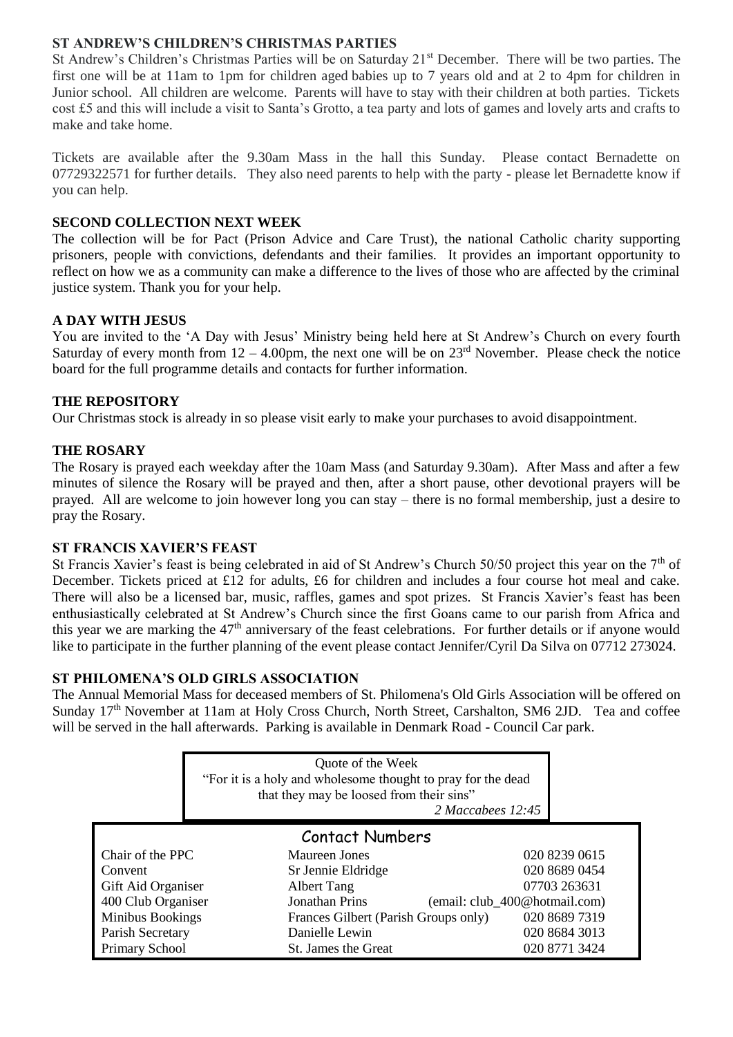## ST ANDREW'S CHILDREN'S CHRISTMAS PARTIES

St Andrew's Children's Christmas Parties will be on Saturday 21st December. There will be two parties. The first one will be at 11am to 1pm for children aged babies up to 7 years old and at 2 to 4pm for children in Junior school. All children are welcome. Parents will have to stay with their children at both parties. Tickets cost £5 and this will include a visit to Santa's Grotto, a tea party and lots of games and lovely arts and crafts to make and take home.

Tickets are available after the 9.30am Mass in the hall this Sunday. Please contact Bernadette on 07729322571 for further details. They also need parents to help with the party - please let Bernadette know if you can help.

## SECOND COLLECTION NEXT WEEK

The collection will be for Pact (Prison Advice and Care Trust), the national Catholic charity supporting prisoners, people with convictions, defendants and their families. It provides an important opportunity to reflect on how we as a community can make a difference to the lives of those who are affected by the criminal justice system. Thank you for your help.

## A DAY WITH JESUS

You are invited to the 'A Day with Jesus' Ministry being held here at St Andrew's Church on every fourth Saturday of every month from 12 – 4.00pm, the next one will be on 23rd November. Please check the notice board for the full programme details and contacts for further information.

## THE REPOSITORY

Our Christmas stock is already in so please visit early to make your purchases to avoid disappointment.

## THE ROSARY

The Rosary is prayed each weekday after the 10am Mass (and Saturday 9.30am). After Mass and after a few minutes of silence the Rosary will be prayed and then, after a short pause, other devotional prayers will be prayed. All are welcome to join however long you can stay – there is no formal membership, just a desire to pray the Rosary.

## ST FRANCIS XAVIER'S FEAST

St Francis Xavier's feast is being celebrated in aid of St Andrew's Church 50/50 project this year on the 7th of December. Tickets priced at £12 for adults, £6 for children and includes a four course hot meal and cake. There will also be a licensed bar, music, raffles, games and spot prizes. St Francis Xavier's feast has been enthusiastically celebrated at St Andrew's Church since the first Goans came to our parish from Africa and this year we are marking the 47th anniversary of the feast celebrations. For further details or if anyone would like to participate in the further planning of the event please contact Jennifer/Cyril Da Silva on 07712 273024.

## ST PHILOMENA'S OLD GIRLS ASSOCIATION

The Annual Memorial Mass for deceased members of St. Philomena's Old Girls Association will be offered on Sunday 17th November at 11am at Holy Cross Church, North Street, Carshalton, SM6 2JD. Tea and coffee will be served in the hall afterwards. Parking is available in Denmark Road - Council Car park.

Quote of the Week

"For it is a holy and wholesome thought to pray for the dead that they may be loosed from their sins"

*2 Maccabees 12:45*

## Contact Numbers

| | | |
|---|---|---|
| Chair of the PPC | Maureen Jones | 020 8239 0615 |
| Convent | Sr Jennie Eldridge | 020 8689 0454 |
| Gift Aid Organiser | Albert Tang | 07703 263631 |
| 400 Club Organiser | Jonathan Prins | (email: club_400@hotmail.com) |
| Minibus Bookings | Frances Gilbert (Parish Groups only) | 020 8689 7319 |
| Parish Secretary | Danielle Lewin | 020 8684 3013 |
| Primary School | St. James the Great | 020 8771 3424 |